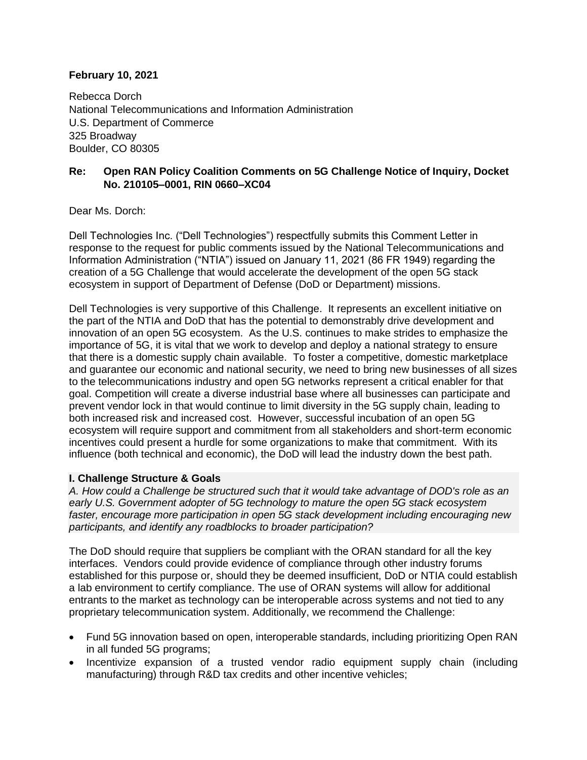**February 10, 2021**

Rebecca Dorch
National Telecommunications and Information Administration
U.S. Department of Commerce
325 Broadway
Boulder, CO 80305

**Re: Open RAN Policy Coalition Comments on 5G Challenge Notice of Inquiry, Docket No. 210105–0001, RIN 0660–XC04**

Dear Ms. Dorch:

Dell Technologies Inc. ("Dell Technologies") respectfully submits this Comment Letter in response to the request for public comments issued by the National Telecommunications and Information Administration ("NTIA") issued on January 11, 2021 (86 FR 1949) regarding the creation of a 5G Challenge that would accelerate the development of the open 5G stack ecosystem in support of Department of Defense (DoD or Department) missions.

Dell Technologies is very supportive of this Challenge. It represents an excellent initiative on the part of the NTIA and DoD that has the potential to demonstrably drive development and innovation of an open 5G ecosystem. As the U.S. continues to make strides to emphasize the importance of 5G, it is vital that we work to develop and deploy a national strategy to ensure that there is a domestic supply chain available. To foster a competitive, domestic marketplace and guarantee our economic and national security, we need to bring new businesses of all sizes to the telecommunications industry and open 5G networks represent a critical enabler for that goal. Competition will create a diverse industrial base where all businesses can participate and prevent vendor lock in that would continue to limit diversity in the 5G supply chain, leading to both increased risk and increased cost. However, successful incubation of an open 5G ecosystem will require support and commitment from all stakeholders and short-term economic incentives could present a hurdle for some organizations to make that commitment. With its influence (both technical and economic), the DoD will lead the industry down the best path.

## I. Challenge Structure & Goals

*A. How could a Challenge be structured such that it would take advantage of DOD's role as an early U.S. Government adopter of 5G technology to mature the open 5G stack ecosystem faster, encourage more participation in open 5G stack development including encouraging new participants, and identify any roadblocks to broader participation?*

The DoD should require that suppliers be compliant with the ORAN standard for all the key interfaces. Vendors could provide evidence of compliance through other industry forums established for this purpose or, should they be deemed insufficient, DoD or NTIA could establish a lab environment to certify compliance. The use of ORAN systems will allow for additional entrants to the market as technology can be interoperable across systems and not tied to any proprietary telecommunication system. Additionally, we recommend the Challenge:

- Fund 5G innovation based on open, interoperable standards, including prioritizing Open RAN in all funded 5G programs;
- Incentivize expansion of a trusted vendor radio equipment supply chain (including manufacturing) through R&D tax credits and other incentive vehicles;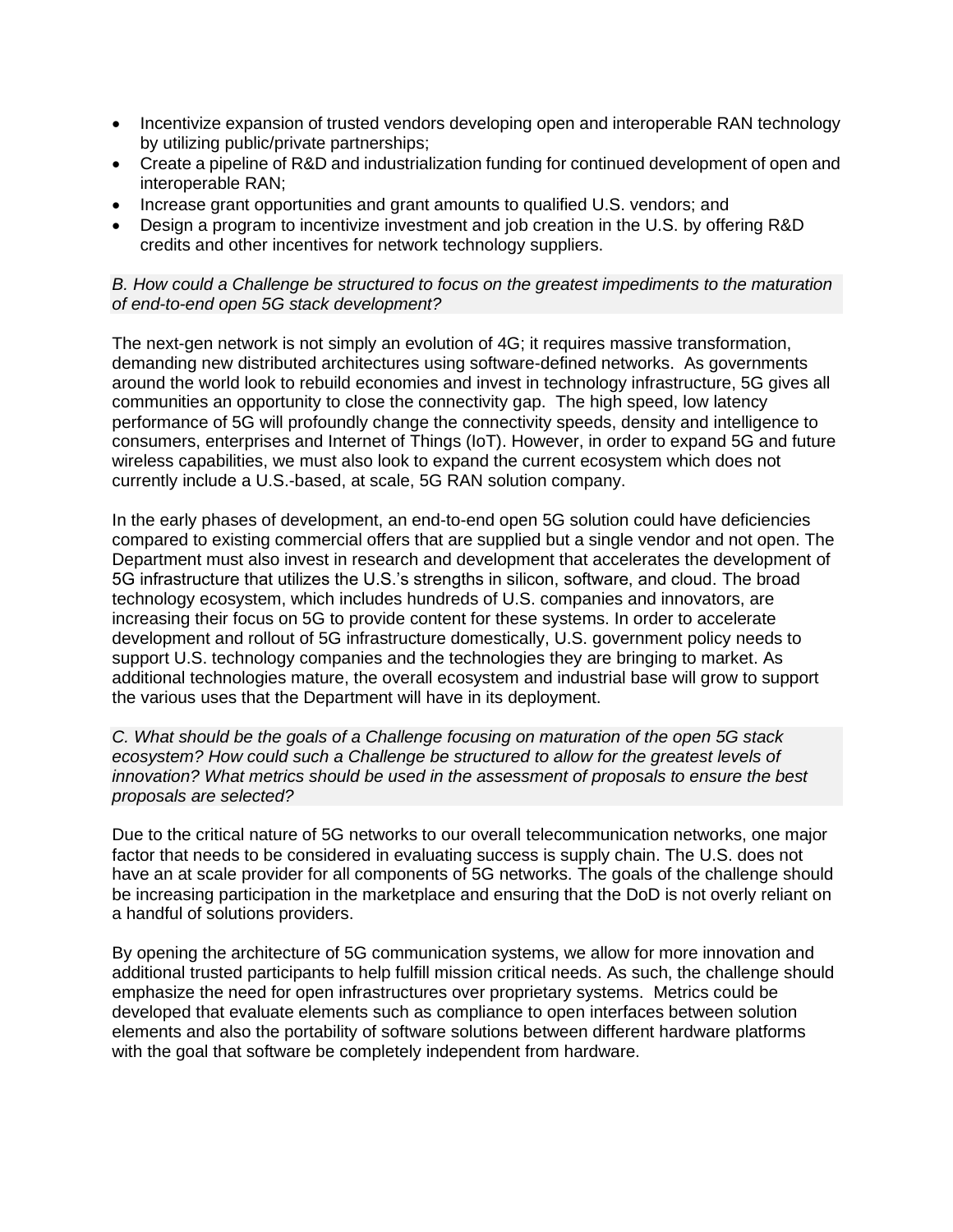- Incentivize expansion of trusted vendors developing open and interoperable RAN technology by utilizing public/private partnerships;
- Create a pipeline of R&D and industrialization funding for continued development of open and interoperable RAN;
- Increase grant opportunities and grant amounts to qualified U.S. vendors; and
- Design a program to incentivize investment and job creation in the U.S. by offering R&D credits and other incentives for network technology suppliers.

*B. How could a Challenge be structured to focus on the greatest impediments to the maturation of end-to-end open 5G stack development?*

The next-gen network is not simply an evolution of 4G; it requires massive transformation, demanding new distributed architectures using software-defined networks. As governments around the world look to rebuild economies and invest in technology infrastructure, 5G gives all communities an opportunity to close the connectivity gap. The high speed, low latency performance of 5G will profoundly change the connectivity speeds, density and intelligence to consumers, enterprises and Internet of Things (IoT). However, in order to expand 5G and future wireless capabilities, we must also look to expand the current ecosystem which does not currently include a U.S.-based, at scale, 5G RAN solution company.

In the early phases of development, an end-to-end open 5G solution could have deficiencies compared to existing commercial offers that are supplied but a single vendor and not open. The Department must also invest in research and development that accelerates the development of 5G infrastructure that utilizes the U.S.'s strengths in silicon, software, and cloud. The broad technology ecosystem, which includes hundreds of U.S. companies and innovators, are increasing their focus on 5G to provide content for these systems. In order to accelerate development and rollout of 5G infrastructure domestically, U.S. government policy needs to support U.S. technology companies and the technologies they are bringing to market. As additional technologies mature, the overall ecosystem and industrial base will grow to support the various uses that the Department will have in its deployment.

*C. What should be the goals of a Challenge focusing on maturation of the open 5G stack ecosystem? How could such a Challenge be structured to allow for the greatest levels of innovation? What metrics should be used in the assessment of proposals to ensure the best proposals are selected?*

Due to the critical nature of 5G networks to our overall telecommunication networks, one major factor that needs to be considered in evaluating success is supply chain. The U.S. does not have an at scale provider for all components of 5G networks. The goals of the challenge should be increasing participation in the marketplace and ensuring that the DoD is not overly reliant on a handful of solutions providers.

By opening the architecture of 5G communication systems, we allow for more innovation and additional trusted participants to help fulfill mission critical needs. As such, the challenge should emphasize the need for open infrastructures over proprietary systems. Metrics could be developed that evaluate elements such as compliance to open interfaces between solution elements and also the portability of software solutions between different hardware platforms with the goal that software be completely independent from hardware.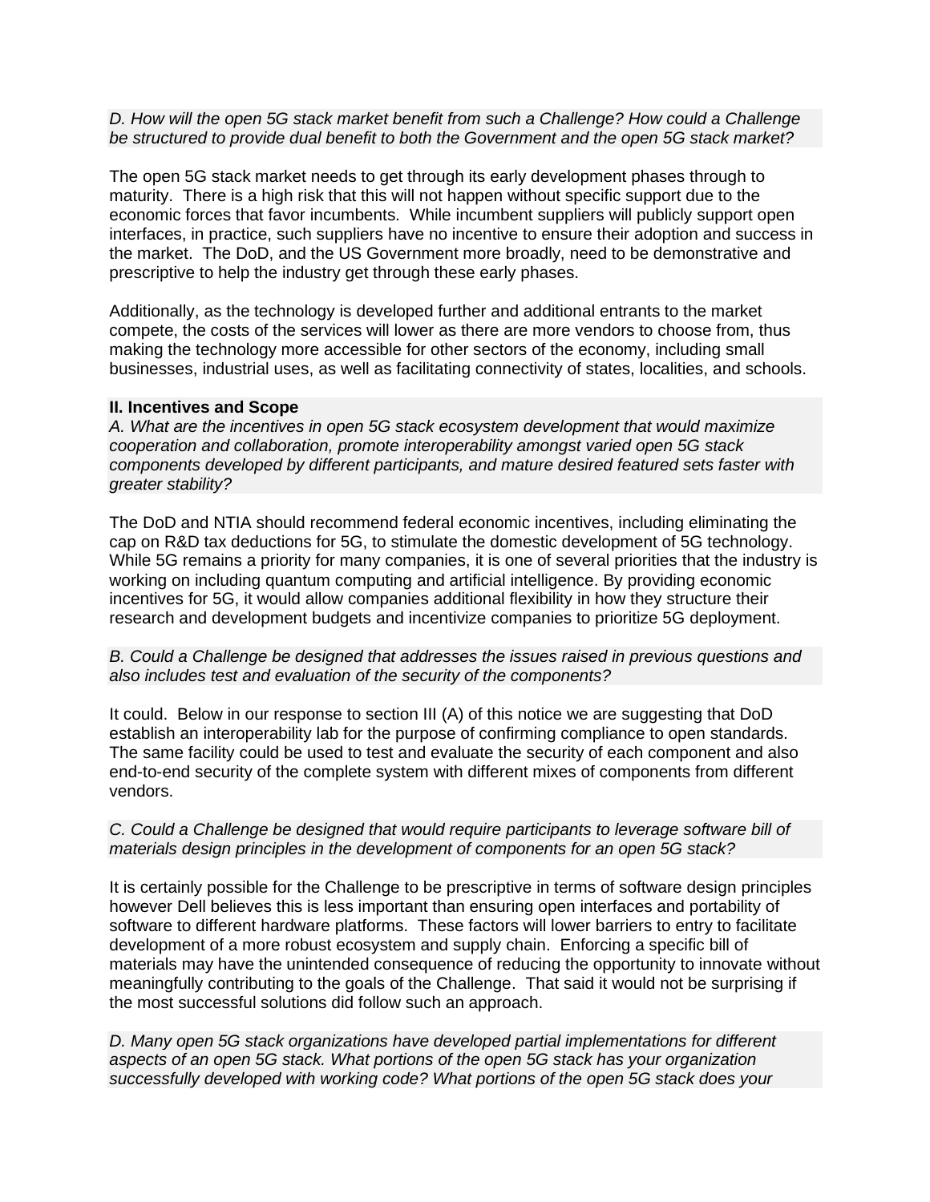*D. How will the open 5G stack market benefit from such a Challenge? How could a Challenge be structured to provide dual benefit to both the Government and the open 5G stack market?*

The open 5G stack market needs to get through its early development phases through to maturity. There is a high risk that this will not happen without specific support due to the economic forces that favor incumbents. While incumbent suppliers will publicly support open interfaces, in practice, such suppliers have no incentive to ensure their adoption and success in the market. The DoD, and the US Government more broadly, need to be demonstrative and prescriptive to help the industry get through these early phases.

Additionally, as the technology is developed further and additional entrants to the market compete, the costs of the services will lower as there are more vendors to choose from, thus making the technology more accessible for other sectors of the economy, including small businesses, industrial uses, as well as facilitating connectivity of states, localities, and schools.

**II. Incentives and Scope**

*A. What are the incentives in open 5G stack ecosystem development that would maximize cooperation and collaboration, promote interoperability amongst varied open 5G stack components developed by different participants, and mature desired featured sets faster with greater stability?*

The DoD and NTIA should recommend federal economic incentives, including eliminating the cap on R&D tax deductions for 5G, to stimulate the domestic development of 5G technology. While 5G remains a priority for many companies, it is one of several priorities that the industry is working on including quantum computing and artificial intelligence. By providing economic incentives for 5G, it would allow companies additional flexibility in how they structure their research and development budgets and incentivize companies to prioritize 5G deployment.

*B. Could a Challenge be designed that addresses the issues raised in previous questions and also includes test and evaluation of the security of the components?*

It could. Below in our response to section III (A) of this notice we are suggesting that DoD establish an interoperability lab for the purpose of confirming compliance to open standards. The same facility could be used to test and evaluate the security of each component and also end-to-end security of the complete system with different mixes of components from different vendors.

*C. Could a Challenge be designed that would require participants to leverage software bill of materials design principles in the development of components for an open 5G stack?*

It is certainly possible for the Challenge to be prescriptive in terms of software design principles however Dell believes this is less important than ensuring open interfaces and portability of software to different hardware platforms. These factors will lower barriers to entry to facilitate development of a more robust ecosystem and supply chain. Enforcing a specific bill of materials may have the unintended consequence of reducing the opportunity to innovate without meaningfully contributing to the goals of the Challenge. That said it would not be surprising if the most successful solutions did follow such an approach.

*D. Many open 5G stack organizations have developed partial implementations for different aspects of an open 5G stack. What portions of the open 5G stack has your organization successfully developed with working code? What portions of the open 5G stack does your*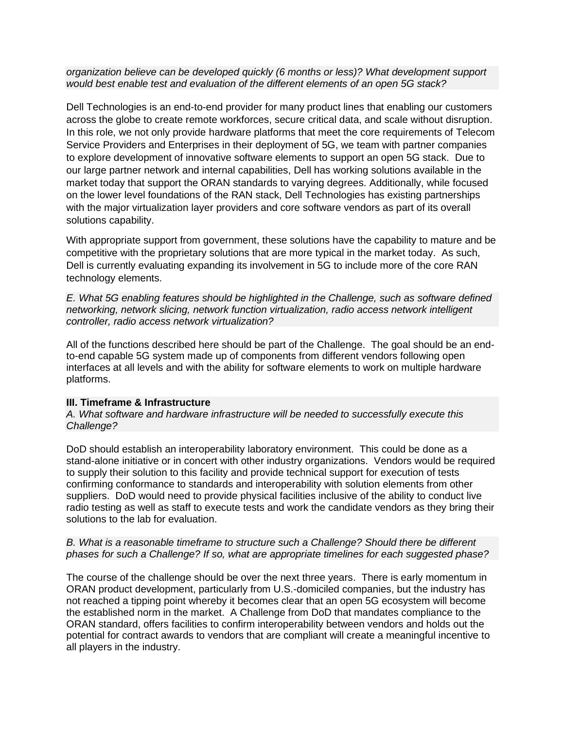*organization believe can be developed quickly (6 months or less)? What development support would best enable test and evaluation of the different elements of an open 5G stack?*

Dell Technologies is an end-to-end provider for many product lines that enabling our customers across the globe to create remote workforces, secure critical data, and scale without disruption. In this role, we not only provide hardware platforms that meet the core requirements of Telecom Service Providers and Enterprises in their deployment of 5G, we team with partner companies to explore development of innovative software elements to support an open 5G stack. Due to our large partner network and internal capabilities, Dell has working solutions available in the market today that support the ORAN standards to varying degrees. Additionally, while focused on the lower level foundations of the RAN stack, Dell Technologies has existing partnerships with the major virtualization layer providers and core software vendors as part of its overall solutions capability.

With appropriate support from government, these solutions have the capability to mature and be competitive with the proprietary solutions that are more typical in the market today. As such, Dell is currently evaluating expanding its involvement in 5G to include more of the core RAN technology elements.

*E. What 5G enabling features should be highlighted in the Challenge, such as software defined networking, network slicing, network function virtualization, radio access network intelligent controller, radio access network virtualization?*

All of the functions described here should be part of the Challenge. The goal should be an end-to-end capable 5G system made up of components from different vendors following open interfaces at all levels and with the ability for software elements to work on multiple hardware platforms.

**III. Timeframe & Infrastructure**

*A. What software and hardware infrastructure will be needed to successfully execute this Challenge?*

DoD should establish an interoperability laboratory environment. This could be done as a stand-alone initiative or in concert with other industry organizations. Vendors would be required to supply their solution to this facility and provide technical support for execution of tests confirming conformance to standards and interoperability with solution elements from other suppliers. DoD would need to provide physical facilities inclusive of the ability to conduct live radio testing as well as staff to execute tests and work the candidate vendors as they bring their solutions to the lab for evaluation.

*B. What is a reasonable timeframe to structure such a Challenge? Should there be different phases for such a Challenge? If so, what are appropriate timelines for each suggested phase?*

The course of the challenge should be over the next three years. There is early momentum in ORAN product development, particularly from U.S.-domiciled companies, but the industry has not reached a tipping point whereby it becomes clear that an open 5G ecosystem will become the established norm in the market. A Challenge from DoD that mandates compliance to the ORAN standard, offers facilities to confirm interoperability between vendors and holds out the potential for contract awards to vendors that are compliant will create a meaningful incentive to all players in the industry.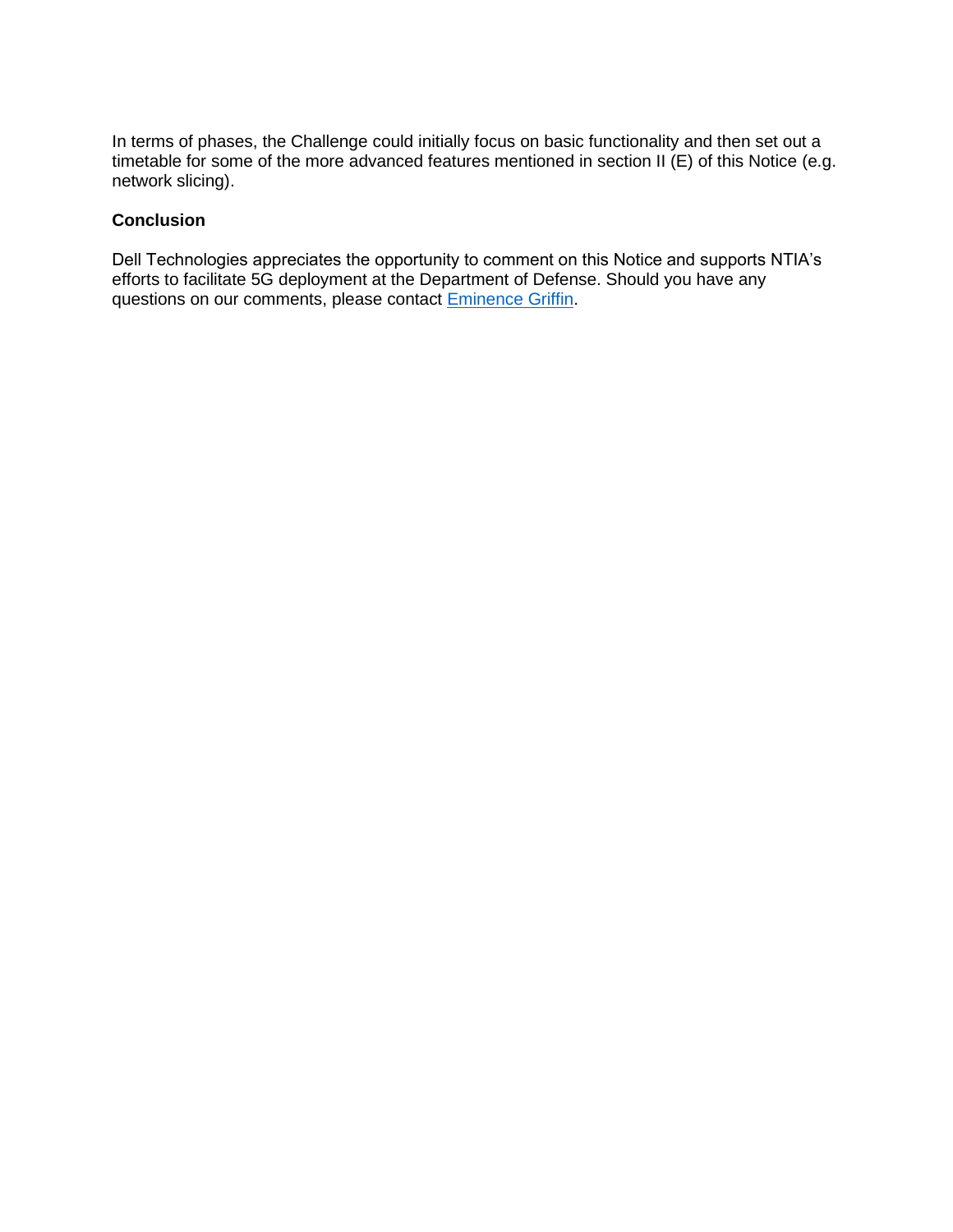In terms of phases, the Challenge could initially focus on basic functionality and then set out a timetable for some of the more advanced features mentioned in section II (E) of this Notice (e.g. network slicing).

**Conclusion**

Dell Technologies appreciates the opportunity to comment on this Notice and supports NTIA's efforts to facilitate 5G deployment at the Department of Defense. Should you have any questions on our comments, please contact Eminence Griffin.